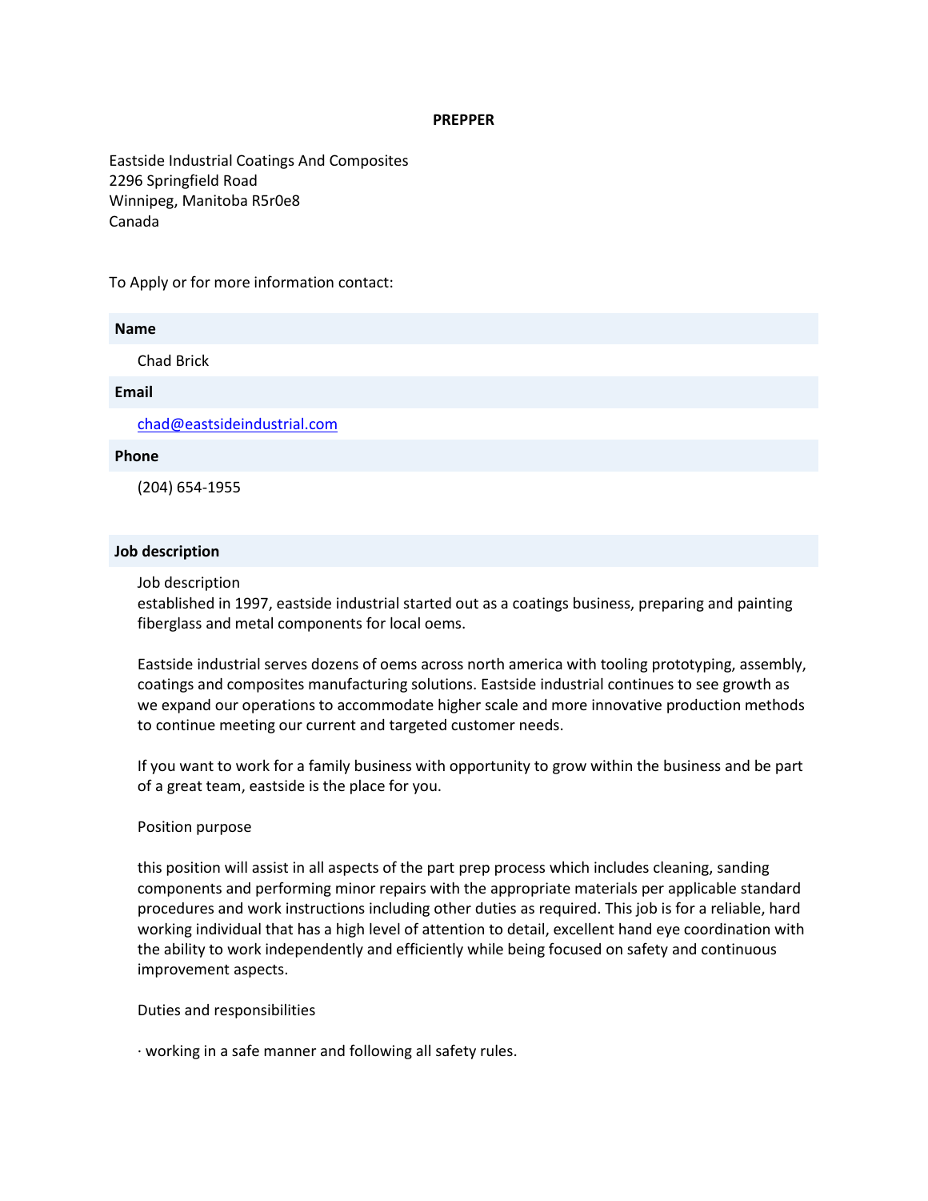# PREPPER

Eastside Industrial Coatings And Composites
2296 Springfield Road
Winnipeg, Manitoba R5r0e8
Canada

To Apply or for more information contact:

**Name**

Chad Brick

**Email**

chad@eastsideindustrial.com

**Phone**

(204) 654-1955

**Job description**

Job description
established in 1997, eastside industrial started out as a coatings business, preparing and painting fiberglass and metal components for local oems.

Eastside industrial serves dozens of oems across north america with tooling prototyping, assembly, coatings and composites manufacturing solutions. Eastside industrial continues to see growth as we expand our operations to accommodate higher scale and more innovative production methods to continue meeting our current and targeted customer needs.

If you want to work for a family business with opportunity to grow within the business and be part of a great team, eastside is the place for you.

Position purpose

this position will assist in all aspects of the part prep process which includes cleaning, sanding components and performing minor repairs with the appropriate materials per applicable standard procedures and work instructions including other duties as required. This job is for a reliable, hard working individual that has a high level of attention to detail, excellent hand eye coordination with the ability to work independently and efficiently while being focused on safety and continuous improvement aspects.

Duties and responsibilities

· working in a safe manner and following all safety rules.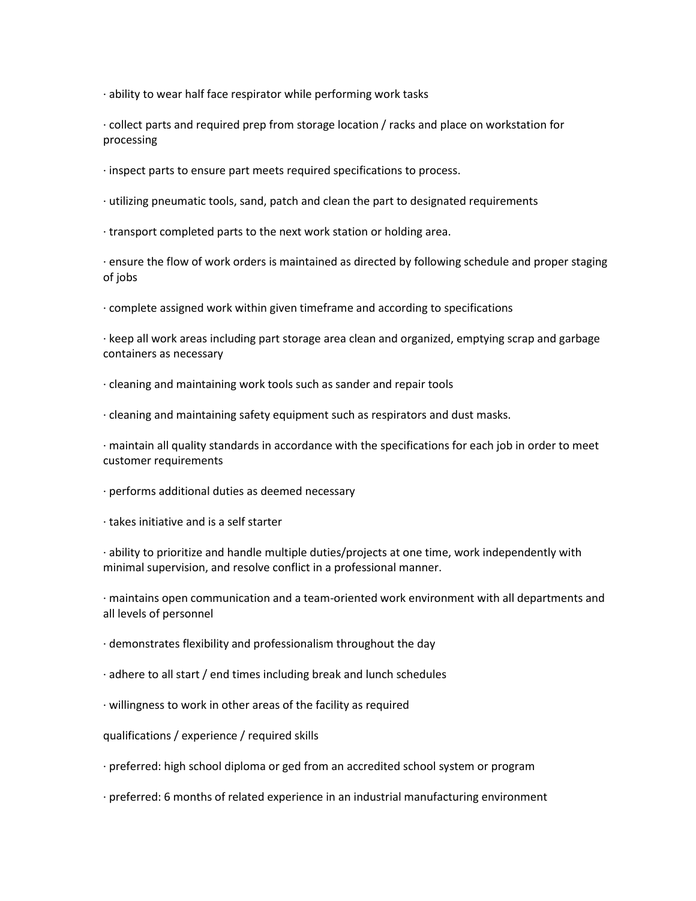· ability to wear half face respirator while performing work tasks

· collect parts and required prep from storage location / racks and place on workstation for processing

· inspect parts to ensure part meets required specifications to process.

· utilizing pneumatic tools, sand, patch and clean the part to designated requirements

· transport completed parts to the next work station or holding area.

· ensure the flow of work orders is maintained as directed by following schedule and proper staging of jobs

· complete assigned work within given timeframe and according to specifications

· keep all work areas including part storage area clean and organized, emptying scrap and garbage containers as necessary

· cleaning and maintaining work tools such as sander and repair tools

· cleaning and maintaining safety equipment such as respirators and dust masks.

· maintain all quality standards in accordance with the specifications for each job in order to meet customer requirements

· performs additional duties as deemed necessary

· takes initiative and is a self starter

· ability to prioritize and handle multiple duties/projects at one time, work independently with minimal supervision, and resolve conflict in a professional manner.

· maintains open communication and a team-oriented work environment with all departments and all levels of personnel

· demonstrates flexibility and professionalism throughout the day

· adhere to all start / end times including break and lunch schedules

· willingness to work in other areas of the facility as required

qualifications / experience / required skills

· preferred: high school diploma or ged from an accredited school system or program

· preferred: 6 months of related experience in an industrial manufacturing environment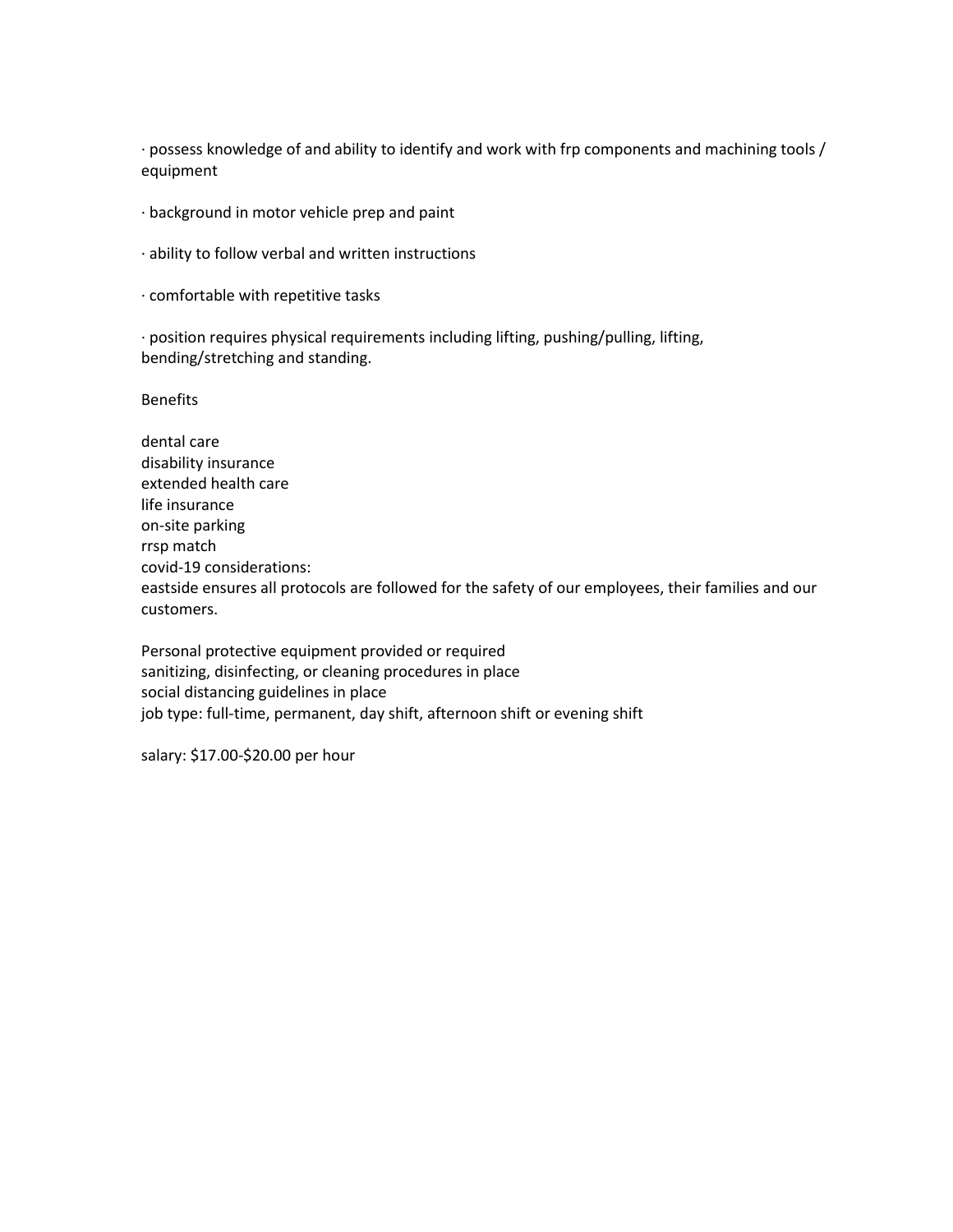· possess knowledge of and ability to identify and work with frp components and machining tools / equipment

· background in motor vehicle prep and paint

· ability to follow verbal and written instructions

· comfortable with repetitive tasks

· position requires physical requirements including lifting, pushing/pulling, lifting, bending/stretching and standing.

Benefits

dental care
disability insurance
extended health care
life insurance
on-site parking
rrsp match
covid-19 considerations:
eastside ensures all protocols are followed for the safety of our employees, their families and our customers.

Personal protective equipment provided or required
sanitizing, disinfecting, or cleaning procedures in place
social distancing guidelines in place
job type: full-time, permanent, day shift, afternoon shift or evening shift

salary: $17.00-$20.00 per hour